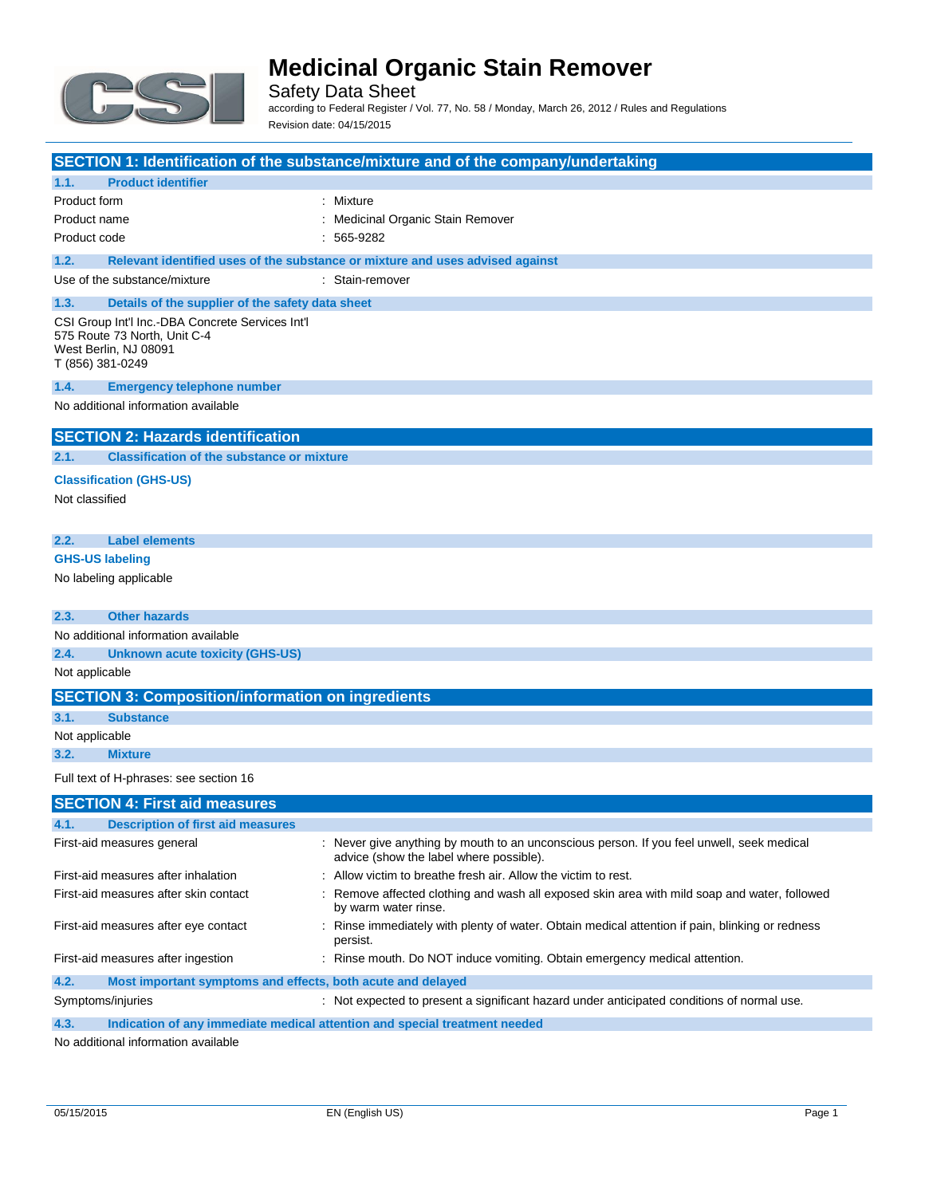# Medicinal Organic Stain Remover

Safety Data Sheet

according to Federal Register / Vol. 77, No. 58 / Monday, March 26, 2012 / Rules and Regulations

Revision date: 04/15/2015

## SECTION 1: Identification of the substance/mixture and of the company/undertaking

### 1.1. Product identifier

| | |
|---|---|
| Product form | : Mixture |
| Product name | : Medicinal Organic Stain Remover |
| Product code | : 565-9282 |

### 1.2. Relevant identified uses of the substance or mixture and uses advised against

| | |
|---|---|
| Use of the substance/mixture | : Stain-remover |

### 1.3. Details of the supplier of the safety data sheet

CSI Group Int'l Inc.-DBA Concrete Services Int'l
575 Route 73 North, Unit C-4
West Berlin, NJ 08091
T (856) 381-0249

### 1.4. Emergency telephone number

No additional information available

## SECTION 2: Hazards identification

### 2.1. Classification of the substance or mixture

**Classification (GHS-US)**

Not classified

### 2.2. Label elements

**GHS-US labeling**

No labeling applicable

### 2.3. Other hazards

No additional information available

### 2.4. Unknown acute toxicity (GHS-US)

Not applicable

## SECTION 3: Composition/information on ingredients

### 3.1. Substance

Not applicable

### 3.2. Mixture

Full text of H-phrases: see section 16

## SECTION 4: First aid measures

### 4.1. Description of first aid measures

| | |
|---|---|
| First-aid measures general | : Never give anything by mouth to an unconscious person. If you feel unwell, seek medical advice (show the label where possible). |
| First-aid measures after inhalation | : Allow victim to breathe fresh air. Allow the victim to rest. |
| First-aid measures after skin contact | : Remove affected clothing and wash all exposed skin area with mild soap and water, followed by warm water rinse. |
| First-aid measures after eye contact | : Rinse immediately with plenty of water. Obtain medical attention if pain, blinking or redness persist. |
| First-aid measures after ingestion | : Rinse mouth. Do NOT induce vomiting. Obtain emergency medical attention. |

### 4.2. Most important symptoms and effects, both acute and delayed

| | |
|---|---|
| Symptoms/injuries | : Not expected to present a significant hazard under anticipated conditions of normal use. |

### 4.3. Indication of any immediate medical attention and special treatment needed

No additional information available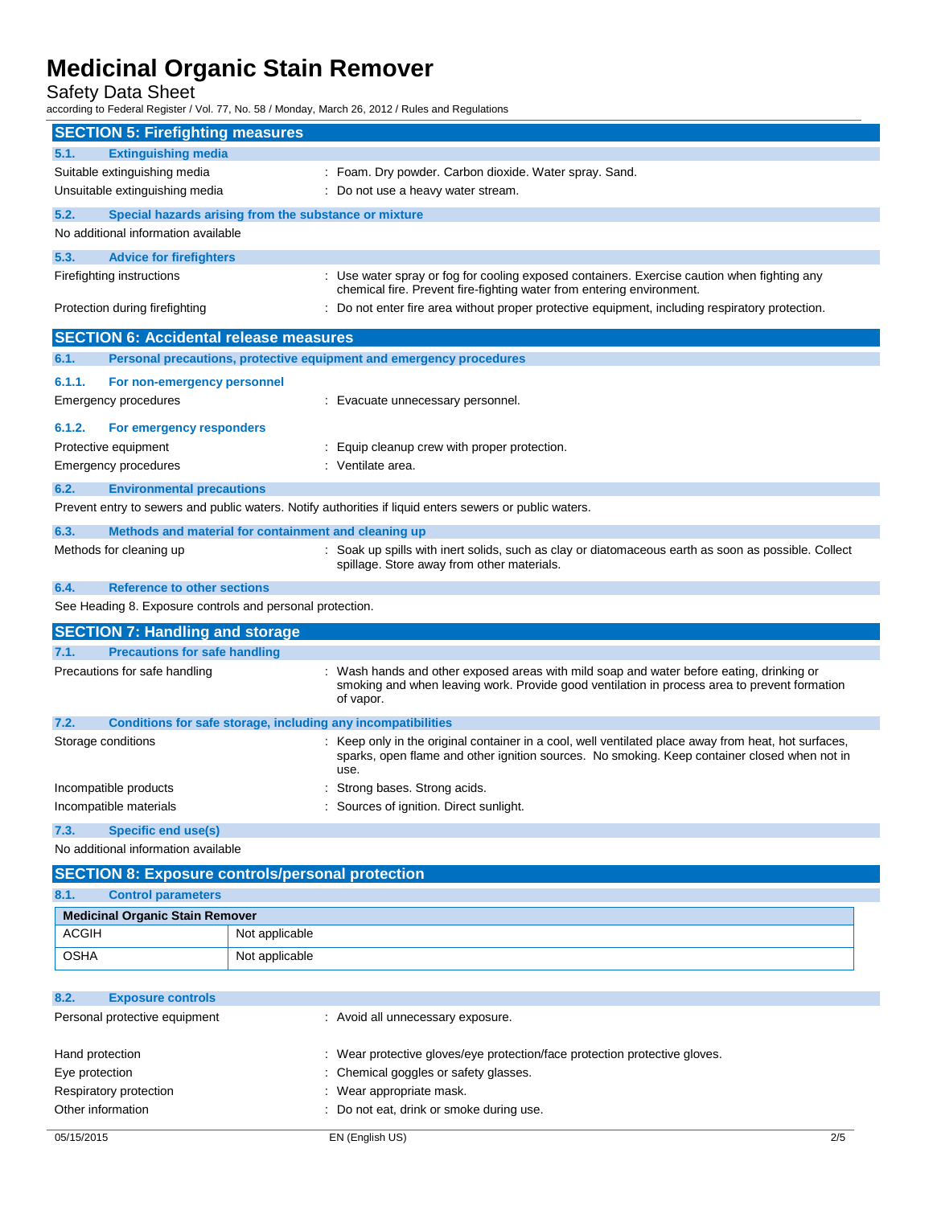## SECTION 5: Firefighting measures

### 5.1. Extinguishing media

Suitable extinguishing media : Foam. Dry powder. Carbon dioxide. Water spray. Sand.

Unsuitable extinguishing media : Do not use a heavy water stream.

### 5.2. Special hazards arising from the substance or mixture

No additional information available

### 5.3. Advice for firefighters

Firefighting instructions : Use water spray or fog for cooling exposed containers. Exercise caution when fighting any chemical fire. Prevent fire-fighting water from entering environment.

Protection during firefighting : Do not enter fire area without proper protective equipment, including respiratory protection.

## SECTION 6: Accidental release measures

### 6.1. Personal precautions, protective equipment and emergency procedures

#### 6.1.1. For non-emergency personnel

Emergency procedures : Evacuate unnecessary personnel.

#### 6.1.2. For emergency responders

Protective equipment : Equip cleanup crew with proper protection.

Emergency procedures : Ventilate area.

### 6.2. Environmental precautions

Prevent entry to sewers and public waters. Notify authorities if liquid enters sewers or public waters.

### 6.3. Methods and material for containment and cleaning up

Methods for cleaning up : Soak up spills with inert solids, such as clay or diatomaceous earth as soon as possible. Collect spillage. Store away from other materials.

### 6.4. Reference to other sections

See Heading 8. Exposure controls and personal protection.

## SECTION 7: Handling and storage

### 7.1. Precautions for safe handling

Precautions for safe handling : Wash hands and other exposed areas with mild soap and water before eating, drinking or smoking and when leaving work. Provide good ventilation in process area to prevent formation of vapor.

### 7.2. Conditions for safe storage, including any incompatibilities

Storage conditions : Keep only in the original container in a cool, well ventilated place away from heat, hot surfaces, sparks, open flame and other ignition sources. No smoking. Keep container closed when not in use.

Incompatible products : Strong bases. Strong acids.

Incompatible materials : Sources of ignition. Direct sunlight.

### 7.3. Specific end use(s)

No additional information available

## SECTION 8: Exposure controls/personal protection

### 8.1. Control parameters

| Medicinal Organic Stain Remover | |
|---|---|
| ACGIH | Not applicable |
| OSHA | Not applicable |

### 8.2. Exposure controls

Personal protective equipment : Avoid all unnecessary exposure.

Hand protection : Wear protective gloves/eye protection/face protection protective gloves.

Eye protection : Chemical goggles or safety glasses.

Respiratory protection : Wear appropriate mask.

Other information : Do not eat, drink or smoke during use.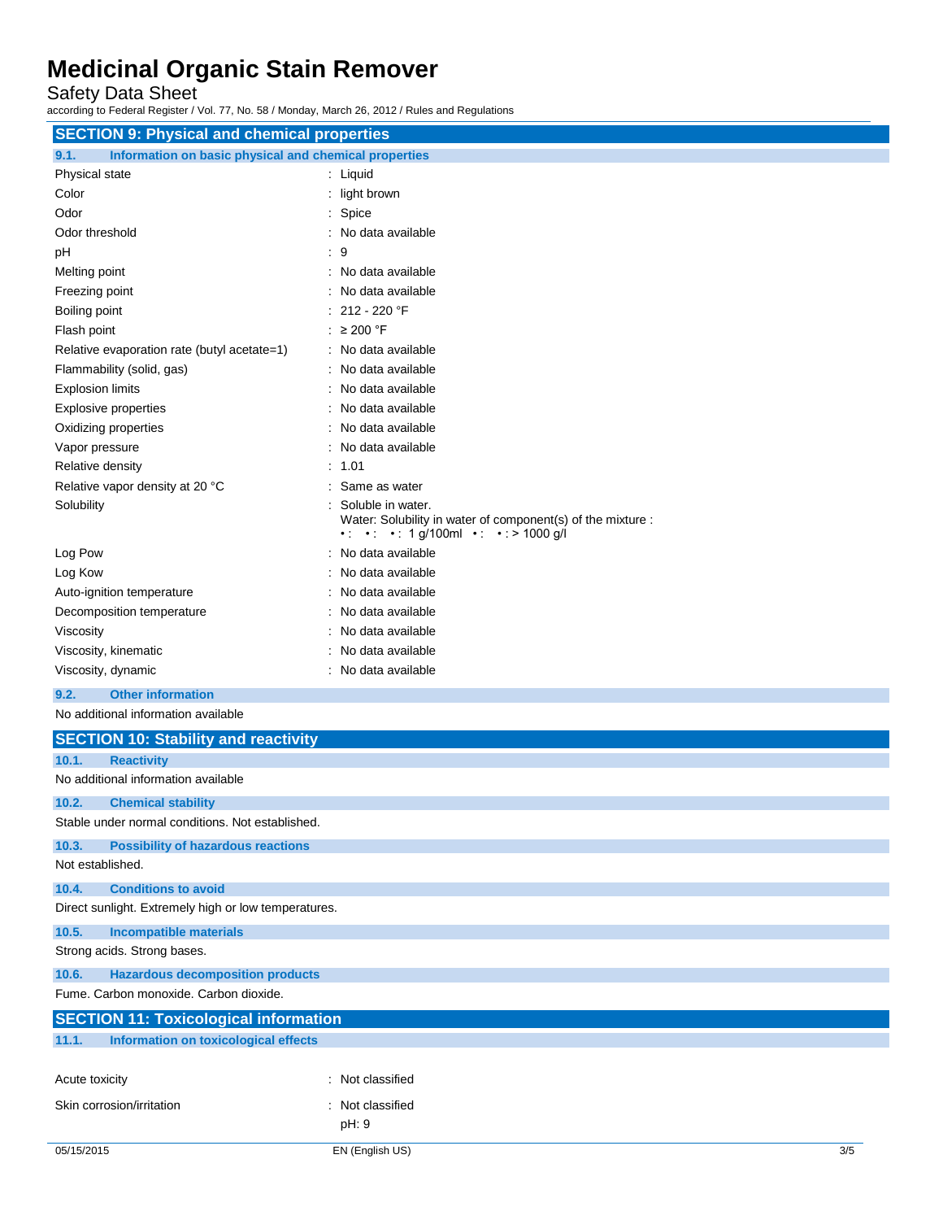## SECTION 9: Physical and chemical properties

### 9.1. Information on basic physical and chemical properties

| | |
|---|---|
| Physical state | : Liquid |
| Color | : light brown |
| Odor | : Spice |
| Odor threshold | : No data available |
| pH | : 9 |
| Melting point | : No data available |
| Freezing point | : No data available |
| Boiling point | : 212 - 220 °F |
| Flash point | : ≥ 200 °F |
| Relative evaporation rate (butyl acetate=1) | : No data available |
| Flammability (solid, gas) | : No data available |
| Explosion limits | : No data available |
| Explosive properties | : No data available |
| Oxidizing properties | : No data available |
| Vapor pressure | : No data available |
| Relative density | : 1.01 |
| Relative vapor density at 20 °C | : Same as water |
| Solubility | : Soluble in water. Water: Solubility in water of component(s) of the mixture : • : • : • : 1 g/100ml • : • : > 1000 g/l |
| Log Pow | : No data available |
| Log Kow | : No data available |
| Auto-ignition temperature | : No data available |
| Decomposition temperature | : No data available |
| Viscosity | : No data available |
| Viscosity, kinematic | : No data available |
| Viscosity, dynamic | : No data available |

### 9.2. Other information

No additional information available

## SECTION 10: Stability and reactivity

### 10.1. Reactivity

No additional information available

### 10.2. Chemical stability

Stable under normal conditions. Not established.

### 10.3. Possibility of hazardous reactions

Not established.

### 10.4. Conditions to avoid

Direct sunlight. Extremely high or low temperatures.

### 10.5. Incompatible materials

Strong acids. Strong bases.

### 10.6. Hazardous decomposition products

Fume. Carbon monoxide. Carbon dioxide.

## SECTION 11: Toxicological information

### 11.1. Information on toxicological effects

| | |
|---|---|
| Acute toxicity | : Not classified |
| Skin corrosion/irritation | : Not classified<br>pH: 9 |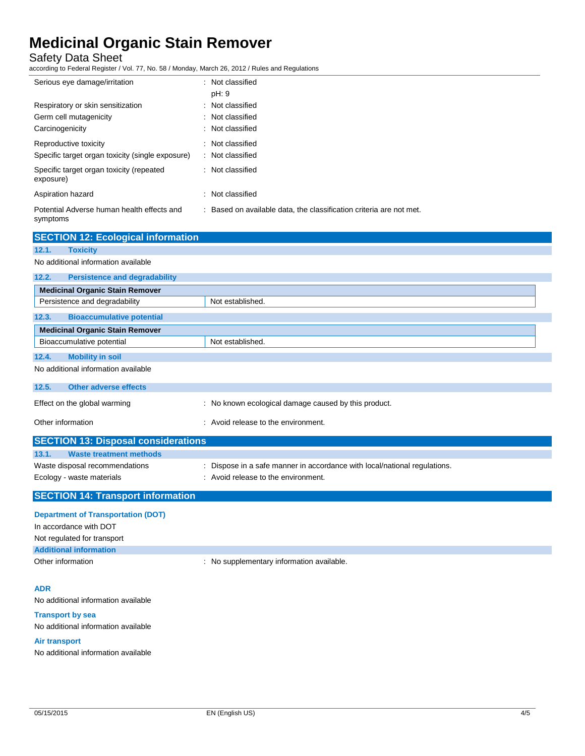| | |
|---|---|
| Serious eye damage/irritation | : Not classified<br>pH: 9 |
| Respiratory or skin sensitization | : Not classified |
| Germ cell mutagenicity | : Not classified |
| Carcinogenicity | : Not classified |
| Reproductive toxicity | : Not classified |
| Specific target organ toxicity (single exposure) | : Not classified |
| Specific target organ toxicity (repeated exposure) | : Not classified |
| Aspiration hazard | : Not classified |
| Potential Adverse human health effects and symptoms | : Based on available data, the classification criteria are not met. |

## SECTION 12: Ecological information

### 12.1. Toxicity

No additional information available

### 12.2. Persistence and degradability

| Medicinal Organic Stain Remover | |
|---|---|
| Persistence and degradability | Not established. |

### 12.3. Bioaccumulative potential

| Medicinal Organic Stain Remover | |
|---|---|
| Bioaccumulative potential | Not established. |

### 12.4. Mobility in soil

No additional information available

### 12.5. Other adverse effects

| | |
|---|---|
| Effect on the global warming | : No known ecological damage caused by this product. |
| Other information | : Avoid release to the environment. |

## SECTION 13: Disposal considerations

### 13.1. Waste treatment methods

| | |
|---|---|
| Waste disposal recommendations | : Dispose in a safe manner in accordance with local/national regulations. |
| Ecology - waste materials | : Avoid release to the environment. |

## SECTION 14: Transport information

### Department of Transportation (DOT)

In accordance with DOT

Not regulated for transport

### Additional information

| | |
|---|---|
| Other information | : No supplementary information available. |

### ADR

No additional information available

### Transport by sea

No additional information available

### Air transport

No additional information available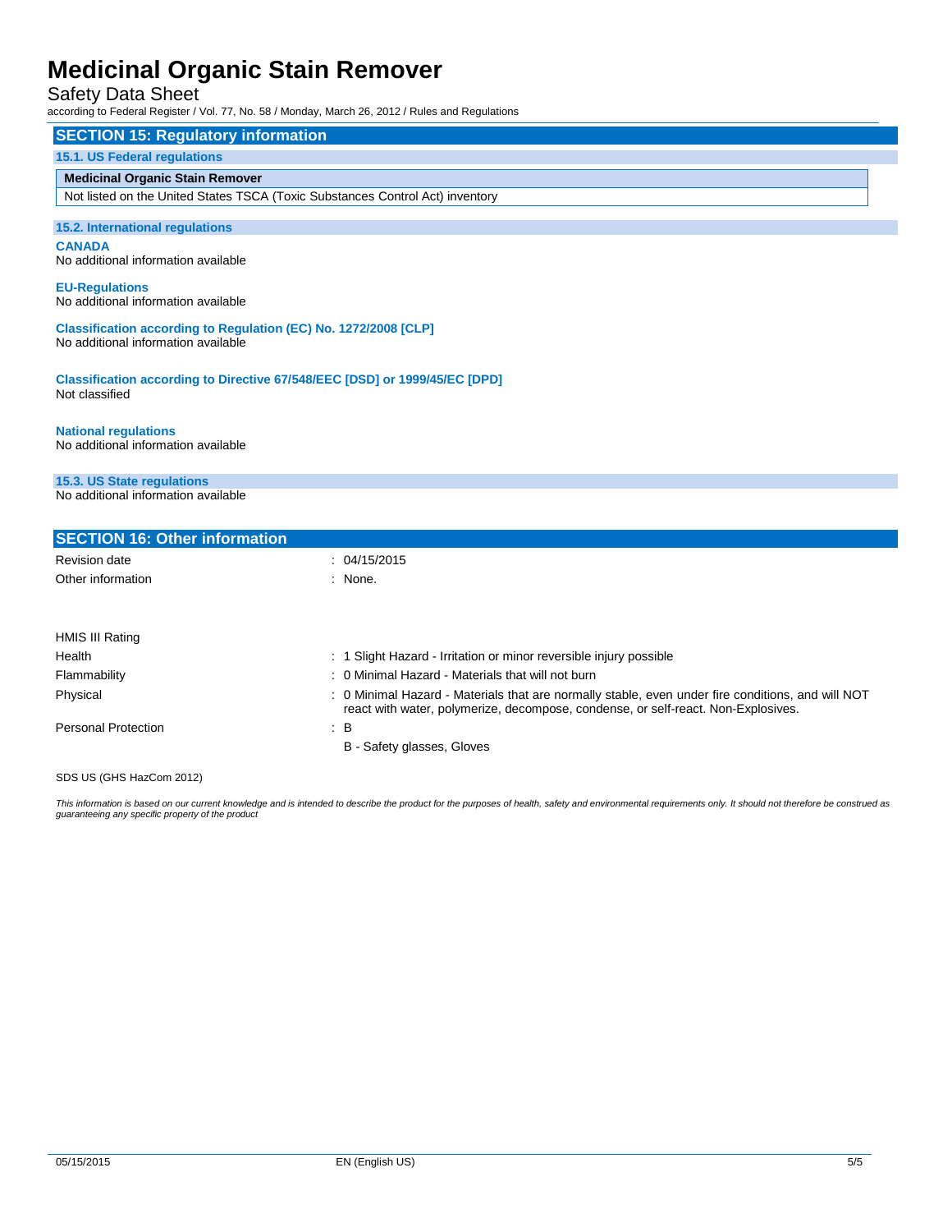## SECTION 15: Regulatory information

### 15.1. US Federal regulations

| Medicinal Organic Stain Remover |
|---|
| Not listed on the United States TSCA (Toxic Substances Control Act) inventory |

### 15.2. International regulations

**CANADA**

No additional information available

**EU-Regulations**

No additional information available

**Classification according to Regulation (EC) No. 1272/2008 [CLP]**

No additional information available

**Classification according to Directive 67/548/EEC [DSD] or 1999/45/EC [DPD]**

Not classified

**National regulations**

No additional information available

### 15.3. US State regulations

No additional information available

## SECTION 16: Other information

| | |
|---|---|
| Revision date | : 04/15/2015 |
| Other information | : None. |

| | |
|---|---|
| HMIS III Rating | |
| Health | : 1 Slight Hazard - Irritation or minor reversible injury possible |
| Flammability | : 0 Minimal Hazard - Materials that will not burn |
| Physical | : 0 Minimal Hazard - Materials that are normally stable, even under fire conditions, and will NOT react with water, polymerize, decompose, condense, or self-react. Non-Explosives. |
| Personal Protection | : B |
| | B - Safety glasses, Gloves |

SDS US (GHS HazCom 2012)

*This information is based on our current knowledge and is intended to describe the product for the purposes of health, safety and environmental requirements only. It should not therefore be construed as guaranteeing any specific property of the product*